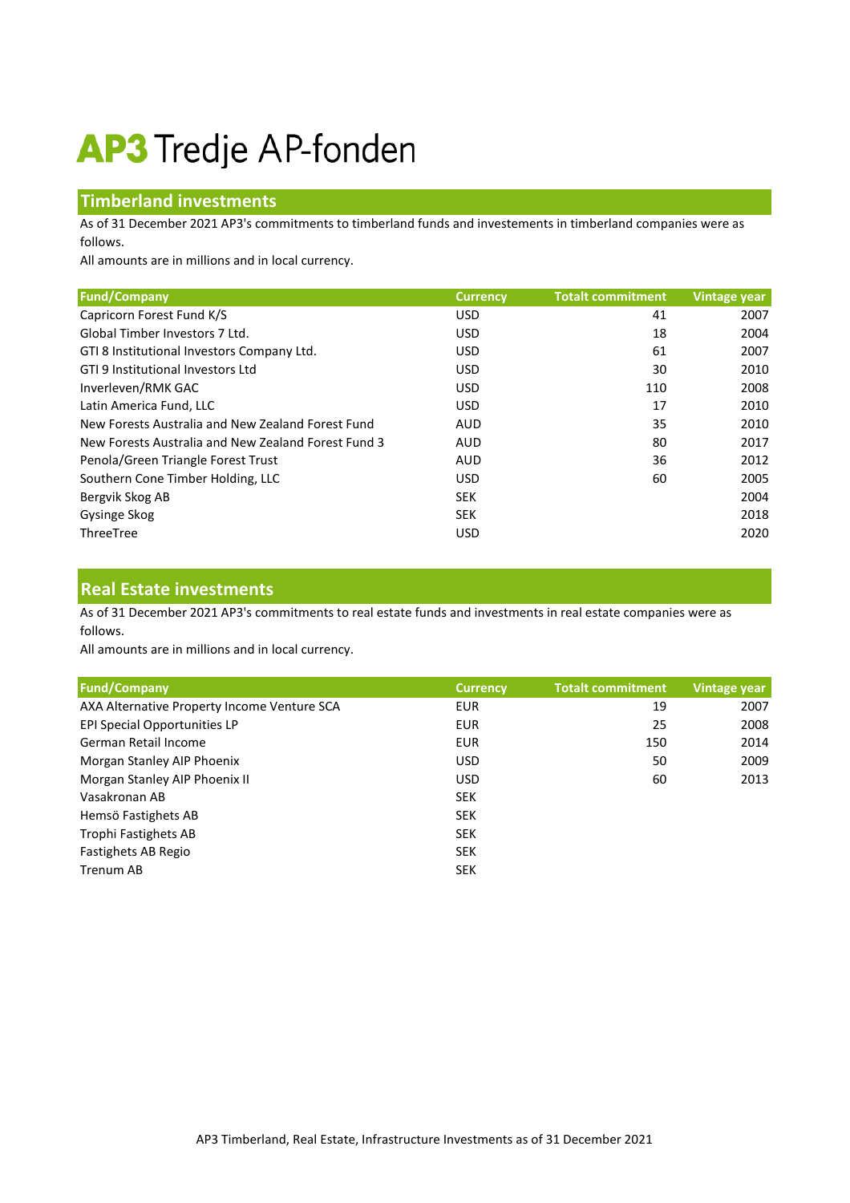# AP3 Tredje AP-fonden

## Timberland investments

As of 31 December 2021 AP3's commitments to timberland funds and investements in timberland companies were as follows.

All amounts are in millions and in local currency.

| Fund/Company | Currency | Totalt commitment | Vintage year |
|---|---|---|---|
| Capricorn Forest Fund K/S | USD | 41 | 2007 |
| Global Timber Investors 7 Ltd. | USD | 18 | 2004 |
| GTI 8 Institutional Investors Company Ltd. | USD | 61 | 2007 |
| GTI 9 Institutional Investors Ltd | USD | 30 | 2010 |
| Inverleven/RMK GAC | USD | 110 | 2008 |
| Latin America Fund, LLC | USD | 17 | 2010 |
| New Forests Australia and New Zealand Forest Fund | AUD | 35 | 2010 |
| New Forests Australia and New Zealand Forest Fund 3 | AUD | 80 | 2017 |
| Penola/Green Triangle Forest Trust | AUD | 36 | 2012 |
| Southern Cone Timber Holding, LLC | USD | 60 | 2005 |
| Bergvik Skog AB | SEK | | 2004 |
| Gysinge Skog | SEK | | 2018 |
| ThreeTree | USD | | 2020 |

## Real Estate investments

As of 31 December 2021 AP3's commitments to real estate funds and investments in real estate companies were as follows.

All amounts are in millions and in local currency.

| Fund/Company | Currency | Totalt commitment | Vintage year |
|---|---|---|---|
| AXA Alternative Property Income Venture SCA | EUR | 19 | 2007 |
| EPI Special Opportunities LP | EUR | 25 | 2008 |
| German Retail Income | EUR | 150 | 2014 |
| Morgan Stanley AIP Phoenix | USD | 50 | 2009 |
| Morgan Stanley AIP Phoenix II | USD | 60 | 2013 |
| Vasakronan AB | SEK | | |
| Hemsö Fastighets AB | SEK | | |
| Trophi Fastighets AB | SEK | | |
| Fastighets AB Regio | SEK | | |
| Trenum AB | SEK | | |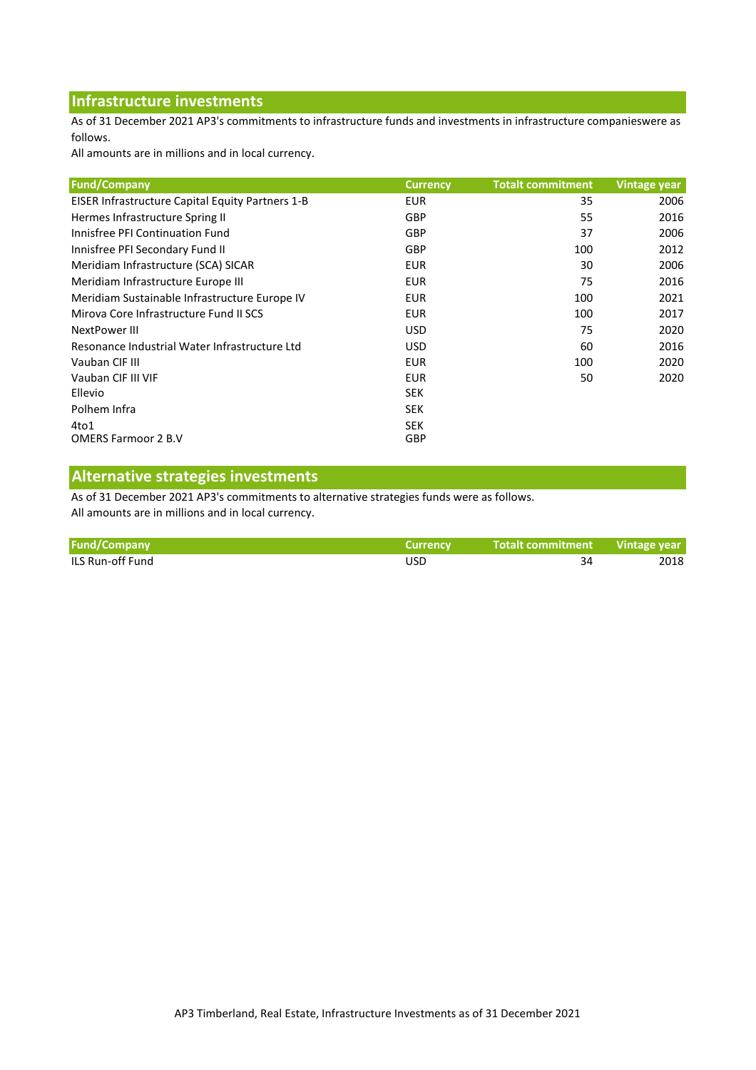## Infrastructure investments

As of 31 December 2021 AP3's commitments to infrastructure funds and investments in infrastructure companieswere as follows.
All amounts are in millions and in local currency.

| Fund/Company | Currency | Totalt commitment | Vintage year |
|---|---|---|---|
| EISER Infrastructure Capital Equity Partners 1-B | EUR | 35 | 2006 |
| Hermes Infrastructure Spring II | GBP | 55 | 2016 |
| Innisfree PFI Continuation Fund | GBP | 37 | 2006 |
| Innisfree PFI Secondary Fund II | GBP | 100 | 2012 |
| Meridiam Infrastructure (SCA) SICAR | EUR | 30 | 2006 |
| Meridiam Infrastructure Europe III | EUR | 75 | 2016 |
| Meridiam Sustainable Infrastructure Europe IV | EUR | 100 | 2021 |
| Mirova Core Infrastructure Fund II SCS | EUR | 100 | 2017 |
| NextPower III | USD | 75 | 2020 |
| Resonance Industrial Water Infrastructure Ltd | USD | 60 | 2016 |
| Vauban CIF III | EUR | 100 | 2020 |
| Vauban CIF III VIF | EUR | 50 | 2020 |
| Ellevio | SEK | | |
| Polhem Infra | SEK | | |
| 4to1 | SEK | | |
| OMERS Farmoor 2 B.V | GBP | | |

## Alternative strategies investments

As of 31 December 2021 AP3's commitments to alternative strategies funds were as follows.
All amounts are in millions and in local currency.

| Fund/Company | Currency | Totalt commitment | Vintage year |
|---|---|---|---|
| ILS Run-off Fund | USD | 34 | 2018 |